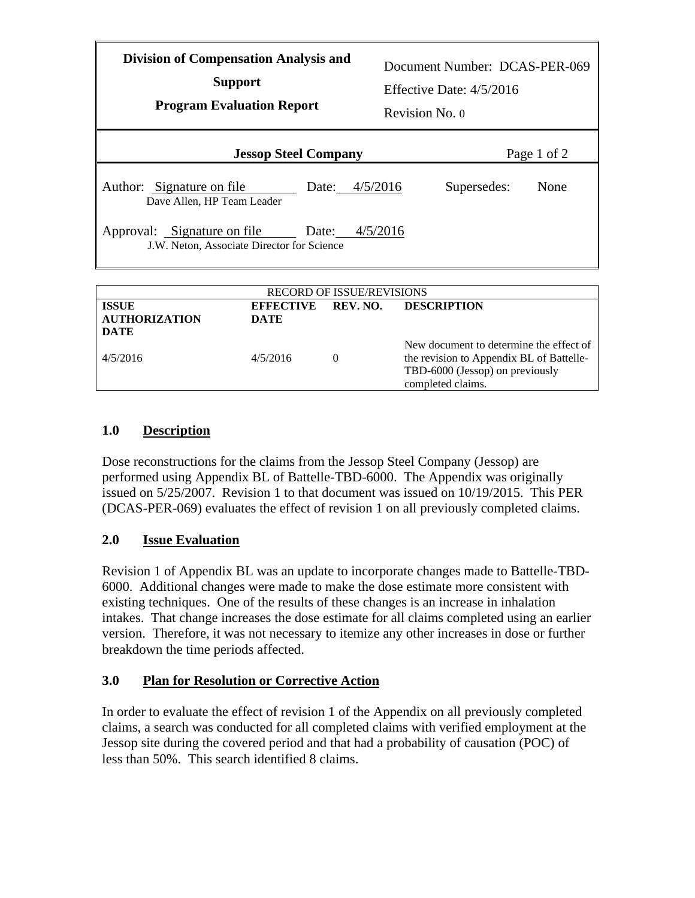| Division of Compensation Analysis and Support<br>Program Evaluation Report | Document Number: DCAS-PER-069<br>Effective Date: 4/5/2016<br>Revision No. 0 |
|---|---|

| Jessop Steel Company | |
|---|---|
| Author: Signature on file Date: 4/5/2016<br>Dave Allen, HP Team Leader | Supersedes: None |
| Approval: Signature on file Date: 4/5/2016<br>J.W. Neton, Associate Director for Science | |

| RECORD OF ISSUE/REVISIONS | | | |
|---|---|---|---|
| **ISSUE AUTHORIZATION DATE** | **EFFECTIVE DATE** | **REV. NO.** | **DESCRIPTION** |
| 4/5/2016 | 4/5/2016 | 0 | New document to determine the effect of the revision to Appendix BL of Battelle-TBD-6000 (Jessop) on previously completed claims. |

## 1.0 Description

Dose reconstructions for the claims from the Jessop Steel Company (Jessop) are performed using Appendix BL of Battelle-TBD-6000. The Appendix was originally issued on 5/25/2007. Revision 1 to that document was issued on 10/19/2015. This PER (DCAS-PER-069) evaluates the effect of revision 1 on all previously completed claims.

## 2.0 Issue Evaluation

Revision 1 of Appendix BL was an update to incorporate changes made to Battelle-TBD-6000. Additional changes were made to make the dose estimate more consistent with existing techniques. One of the results of these changes is an increase in inhalation intakes. That change increases the dose estimate for all claims completed using an earlier version. Therefore, it was not necessary to itemize any other increases in dose or further breakdown the time periods affected.

## 3.0 Plan for Resolution or Corrective Action

In order to evaluate the effect of revision 1 of the Appendix on all previously completed claims, a search was conducted for all completed claims with verified employment at the Jessop site during the covered period and that had a probability of causation (POC) of less than 50%. This search identified 8 claims.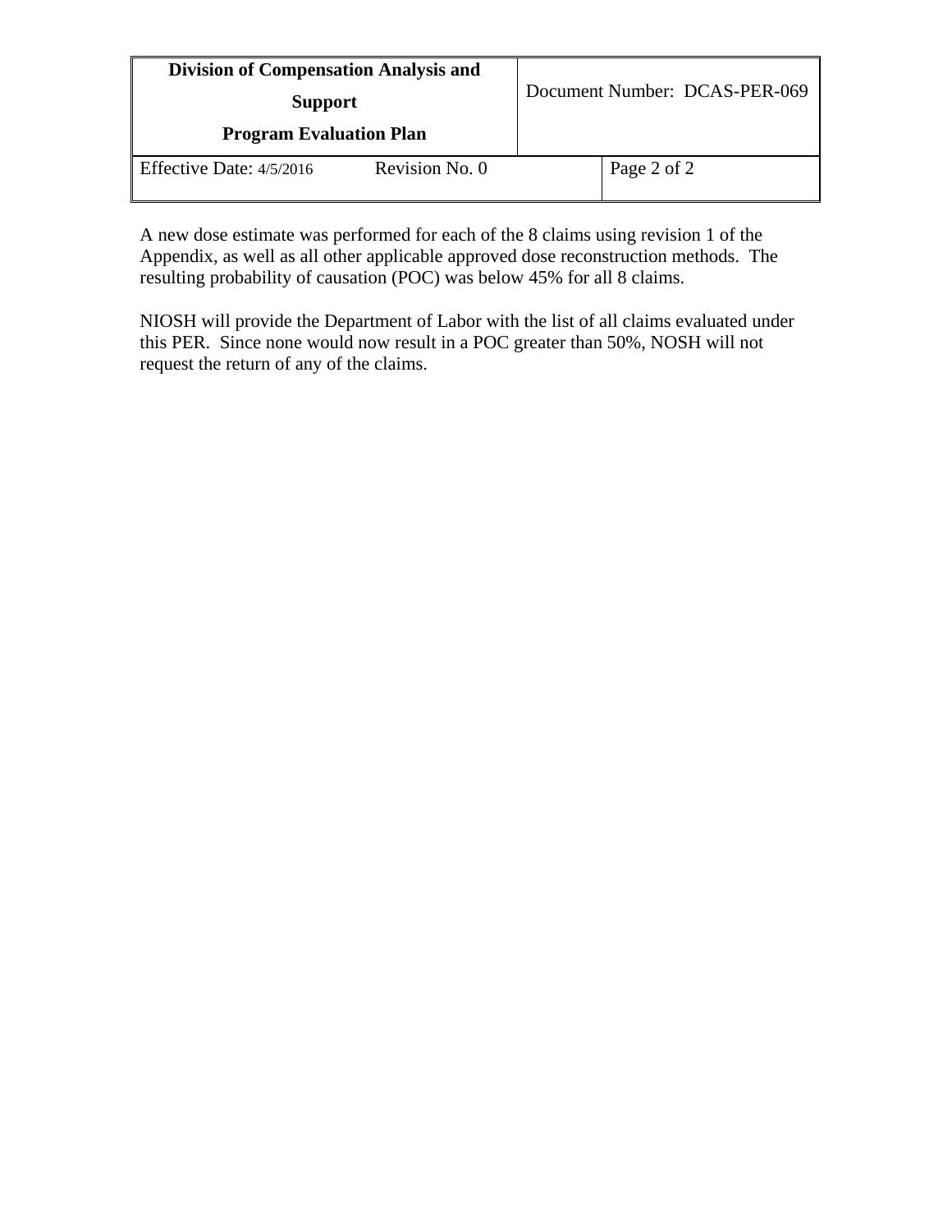A new dose estimate was performed for each of the 8 claims using revision 1 of the Appendix, as well as all other applicable approved dose reconstruction methods. The resulting probability of causation (POC) was below 45% for all 8 claims.

NIOSH will provide the Department of Labor with the list of all claims evaluated under this PER. Since none would now result in a POC greater than 50%, NOSH will not request the return of any of the claims.